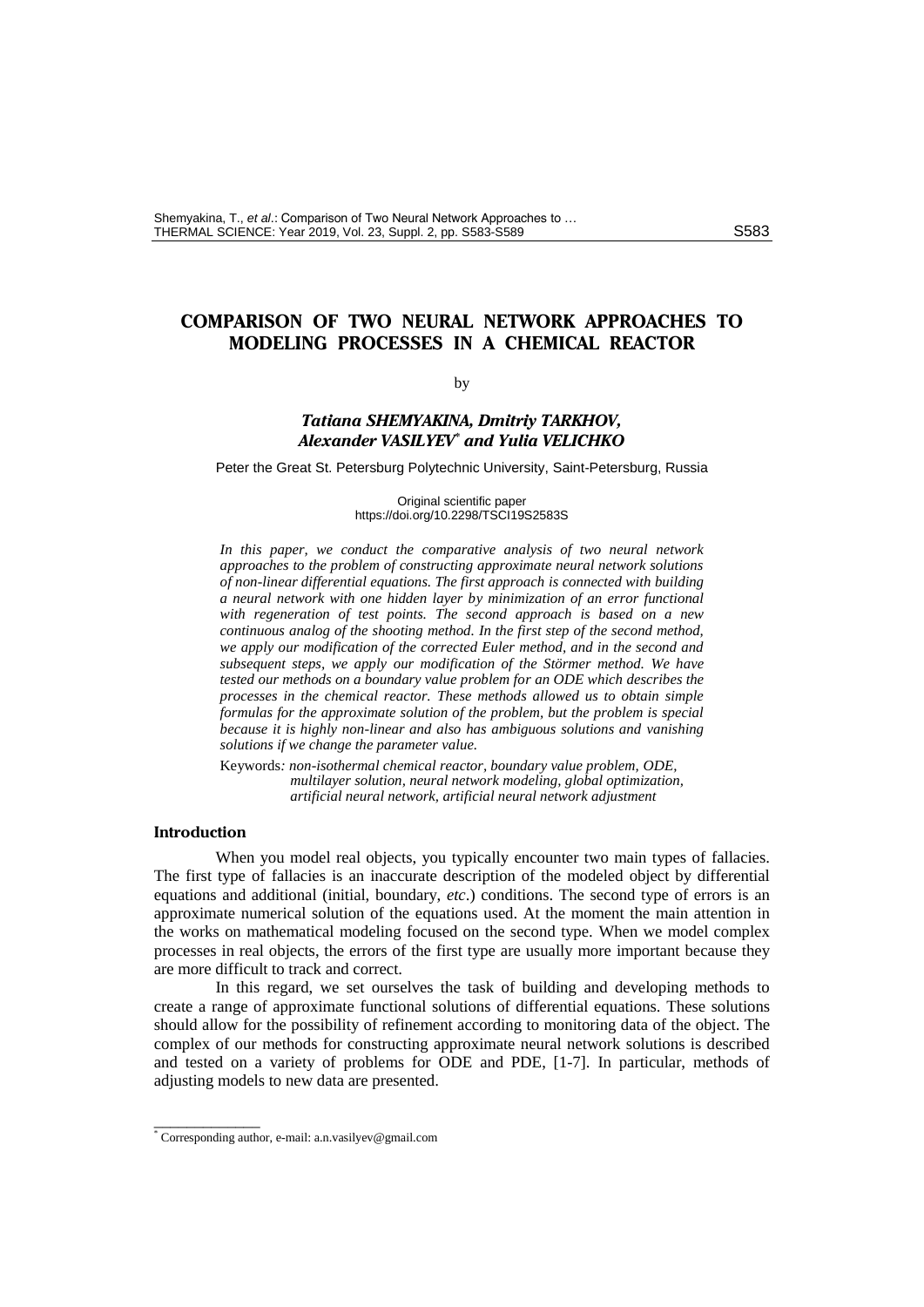# COMPARISON OF TWO NEURAL NETWORK APPROACHES TO MODELING PROCESSES IN A CHEMICAL REACTOR

by

***Tatiana SHEMYAKINA, Dmitriy TARKHOV, Alexander VASILYEV*[*] *and Yulia VELICHKO***

Peter the Great St. Petersburg Polytechnic University, Saint-Petersburg, Russia

Original scientific paper
https://doi.org/10.2298/TSCI19S2583S

*In this paper, we conduct the comparative analysis of two neural network approaches to the problem of constructing approximate neural network solutions of non-linear differential equations. The first approach is connected with building a neural network with one hidden layer by minimization of an error functional with regeneration of test points. The second approach is based on a new continuous analog of the shooting method. In the first step of the second method, we apply our modification of the corrected Euler method, and in the second and subsequent steps, we apply our modification of the Störmer method. We have tested our methods on a boundary value problem for an ODE which describes the processes in the chemical reactor. These methods allowed us to obtain simple formulas for the approximate solution of the problem, but the problem is special because it is highly non-linear and also has ambiguous solutions and vanishing solutions if we change the parameter value.*

Keywords*: non-isothermal chemical reactor, boundary value problem, ODE, multilayer solution, neural network modeling, global optimization, artificial neural network, artificial neural network adjustment*

## Introduction

When you model real objects, you typically encounter two main types of fallacies. The first type of fallacies is an inaccurate description of the modeled object by differential equations and additional (initial, boundary, *etc*.) conditions. The second type of errors is an approximate numerical solution of the equations used. At the moment the main attention in the works on mathematical modeling focused on the second type. When we model complex processes in real objects, the errors of the first type are usually more important because they are more difficult to track and correct.

In this regard, we set ourselves the task of building and developing methods to create a range of approximate functional solutions of differential equations. These solutions should allow for the possibility of refinement according to monitoring data of the object. The complex of our methods for constructing approximate neural network solutions is described and tested on a variety of problems for ODE and PDE, [1-7]. In particular, methods of adjusting models to new data are presented.

[*] Corresponding author, e-mail: a.n.vasilyev@gmail.com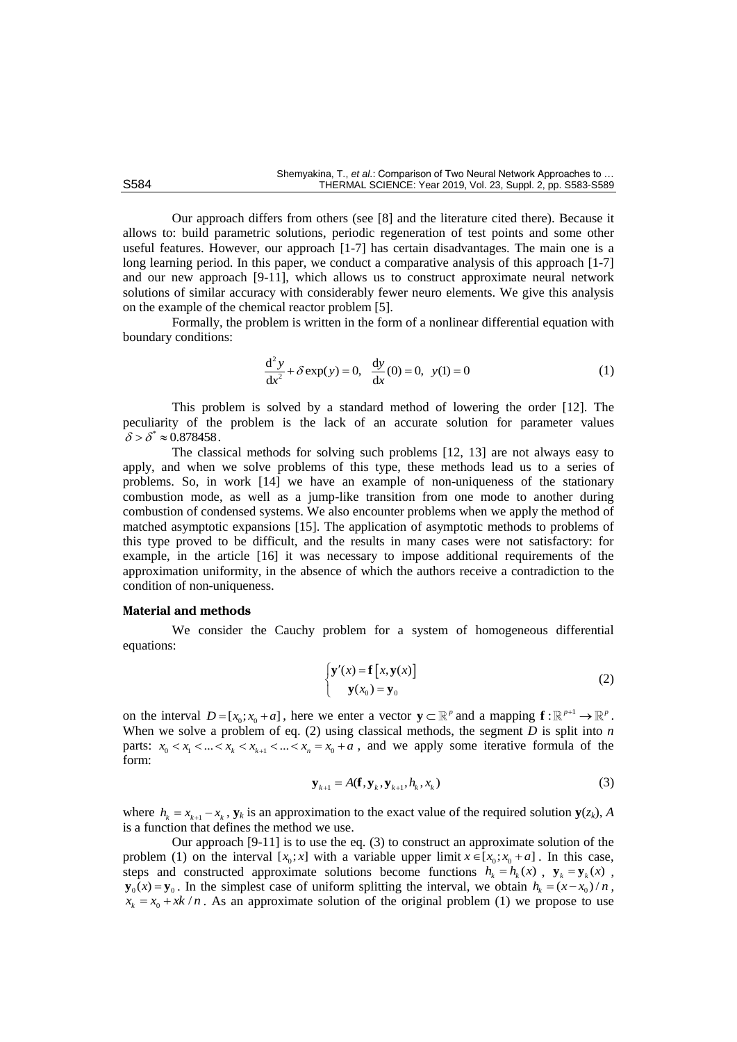Our approach differs from others (see [8] and the literature cited there). Because it allows to: build parametric solutions, periodic regeneration of test points and some other useful features. However, our approach [1-7] has certain disadvantages. The main one is a long learning period. In this paper, we conduct a comparative analysis of this approach [1-7] and our new approach [9-11], which allows us to construct approximate neural network solutions of similar accuracy with considerably fewer neuro elements. We give this analysis on the example of the chemical reactor problem [5].

Formally, the problem is written in the form of a nonlinear differential equation with boundary conditions:

$$\frac{\mathrm{d}^2 y}{\mathrm{d}x^2} + \delta \exp(y) = 0, \quad \frac{\mathrm{d}y}{\mathrm{d}x}(0) = 0, \quad y(1) = 0 \tag{1}$$

This problem is solved by a standard method of lowering the order [12]. The peculiarity of the problem is the lack of an accurate solution for parameter values $\delta > \delta^* \approx 0.878458$.

The classical methods for solving such problems [12, 13] are not always easy to apply, and when we solve problems of this type, these methods lead us to a series of problems. So, in work [14] we have an example of non-uniqueness of the stationary combustion mode, as well as a jump-like transition from one mode to another during combustion of condensed systems. We also encounter problems when we apply the method of matched asymptotic expansions [15]. The application of asymptotic methods to problems of this type proved to be difficult, and the results in many cases were not satisfactory: for example, in the article [16] it was necessary to impose additional requirements of the approximation uniformity, in the absence of which the authors receive a contradiction to the condition of non-uniqueness.

## Material and methods

We consider the Cauchy problem for a system of homogeneous differential equations:

$$\begin{cases} \mathbf{y}'(x) = \mathbf{f}\left[x, \mathbf{y}(x)\right] \\ \quad \mathbf{y}(x_0) = \mathbf{y}_0 \end{cases} \tag{2}$$

on the interval $D = [x_0; x_0 + a]$, here we enter a vector $\mathbf{y} \subset \mathbb{R}^p$ and a mapping $\mathbf{f}: \mathbb{R}^{p+1} \to \mathbb{R}^p$. When we solve a problem of eq. (2) using classical methods, the segment $D$ is split into $n$ parts: $x_0 < x_1 < ... < x_k < x_{k+1} < ... < x_n = x_0 + a$, and we apply some iterative formula of the form:

$$\mathbf{y}_{k+1} = A(\mathbf{f}, \mathbf{y}_k, \mathbf{y}_{k+1}, h_k, x_k) \tag{3}$$

where $h_k = x_{k+1} - x_k$, $\mathbf{y}_k$ is an approximation to the exact value of the required solution $\mathbf{y}(z_k)$, $A$ is a function that defines the method we use.

Our approach [9-11] is to use the eq. (3) to construct an approximate solution of the problem (1) on the interval $[x_0; x]$ with a variable upper limit $x \in [x_0; x_0 + a]$. In this case, steps and constructed approximate solutions become functions $h_k = h_k(x)$, $\mathbf{y}_k = \mathbf{y}_k(x)$, $\mathbf{y}_0(x) = \mathbf{y}_0$. In the simplest case of uniform splitting the interval, we obtain $h_k = (x - x_0)/n$, $x_k = x_0 + xk/n$. As an approximate solution of the original problem (1) we propose to use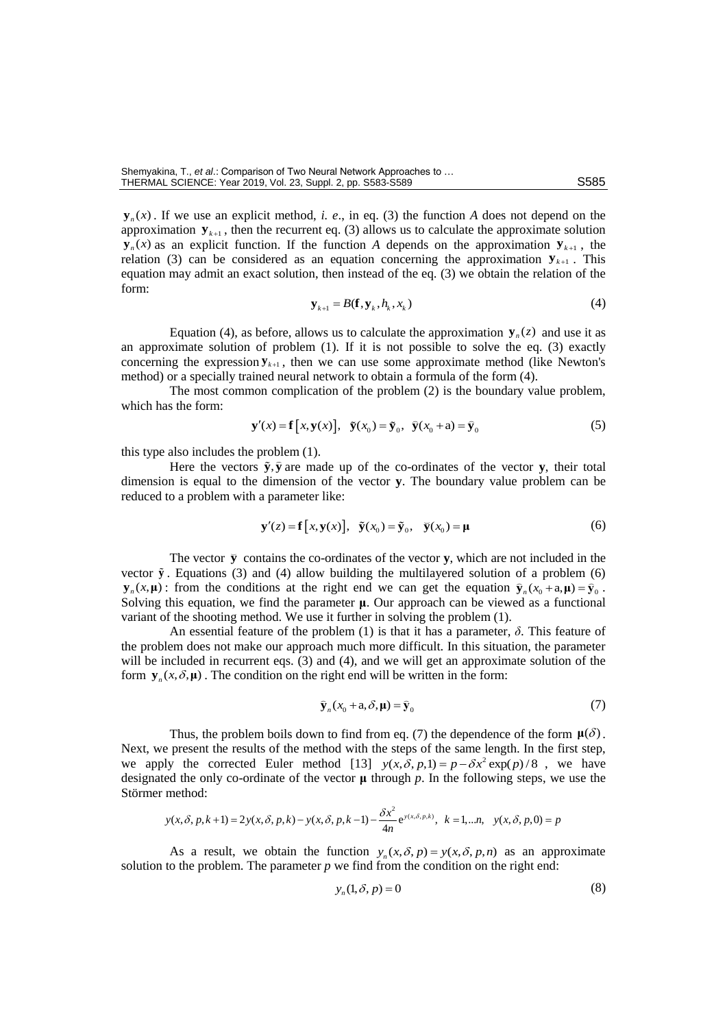$\mathbf{y}_n(x)$. If we use an explicit method, *i. e*., in eq. (3) the function *A* does not depend on the approximation $\mathbf{y}_{k+1}$, then the recurrent eq. (3) allows us to calculate the approximate solution $\mathbf{y}_n(x)$ as an explicit function. If the function *A* depends on the approximation $\mathbf{y}_{k+1}$, the relation (3) can be considered as an equation concerning the approximation $\mathbf{y}_{k+1}$. This equation may admit an exact solution, then instead of the eq. (3) we obtain the relation of the form:

$$\mathbf{y}_{k+1} = B(\mathbf{f}, \mathbf{y}_k, h_k, x_k) \tag{4}$$

Equation (4), as before, allows us to calculate the approximation $\mathbf{y}_n(z)$ and use it as an approximate solution of problem (1). If it is not possible to solve the eq. (3) exactly concerning the expression $\mathbf{y}_{k+1}$, then we can use some approximate method (like Newton's method) or a specially trained neural network to obtain a formula of the form (4).

The most common complication of the problem (2) is the boundary value problem, which has the form:

$$\mathbf{y}'(x) = \mathbf{f}\left[x, \mathbf{y}(x)\right], \quad \tilde{\mathbf{y}}(x_0) = \tilde{\mathbf{y}}_0, \quad \hat{\mathbf{y}}(x_0 + \mathrm{a}) = \hat{\mathbf{y}}_0 \tag{5}$$

this type also includes the problem (1).

Here the vectors $\tilde{\mathbf{y}}, \hat{\mathbf{y}}$ are made up of the co-ordinates of the vector **y**, their total dimension is equal to the dimension of the vector **y**. The boundary value problem can be reduced to a problem with a parameter like:

$$\mathbf{y}'(z) = \mathbf{f}\left[x, \mathbf{y}(x)\right], \quad \tilde{\mathbf{y}}(x_0) = \tilde{\mathbf{y}}_0, \quad \bar{\mathbf{y}}(x_0) = \boldsymbol{\mu} \tag{6}$$

The vector $\bar{\mathbf{y}}$ contains the co-ordinates of the vector **y**, which are not included in the vector $\tilde{\mathbf{y}}$. Equations (3) and (4) allow building the multilayered solution of a problem (6) $\mathbf{y}_n(x, \boldsymbol{\mu})$: from the conditions at the right end we can get the equation $\hat{\mathbf{y}}_n(x_0 + \mathrm{a}, \boldsymbol{\mu}) = \hat{\mathbf{y}}_0$. Solving this equation, we find the parameter **μ**. Our approach can be viewed as a functional variant of the shooting method. We use it further in solving the problem (1).

An essential feature of the problem (1) is that it has a parameter, *δ*. This feature of the problem does not make our approach much more difficult. In this situation, the parameter will be included in recurrent eqs. (3) and (4), and we will get an approximate solution of the form $\mathbf{y}_n(x, \delta, \boldsymbol{\mu})$. The condition on the right end will be written in the form:

$$\hat{\mathbf{y}}_n(x_0 + \mathrm{a}, \delta, \boldsymbol{\mu}) = \hat{\mathbf{y}}_0 \tag{7}$$

Thus, the problem boils down to find from eq. (7) the dependence of the form $\boldsymbol{\mu}(\delta)$. Next, we present the results of the method with the steps of the same length. In the first step, we apply the corrected Euler method [13] $y(x, \delta, p, 1) = p - \delta x^2 \exp(p)/8$, we have designated the only co-ordinate of the vector **μ** through *p*. In the following steps, we use the Störmer method:

$$y(x, \delta, p, k+1) = 2y(x, \delta, p, k) - y(x, \delta, p, k-1) - \frac{\delta x^2}{4n} \mathrm{e}^{y(x, \delta, p, k)}, \quad k = 1, \ldots n, \quad y(x, \delta, p, 0) = p$$

As a result, we obtain the function $y_n(x, \delta, p) = y(x, \delta, p, n)$ as an approximate solution to the problem. The parameter *p* we find from the condition on the right end:

$$y_n(1, \delta, p) = 0 \tag{8}$$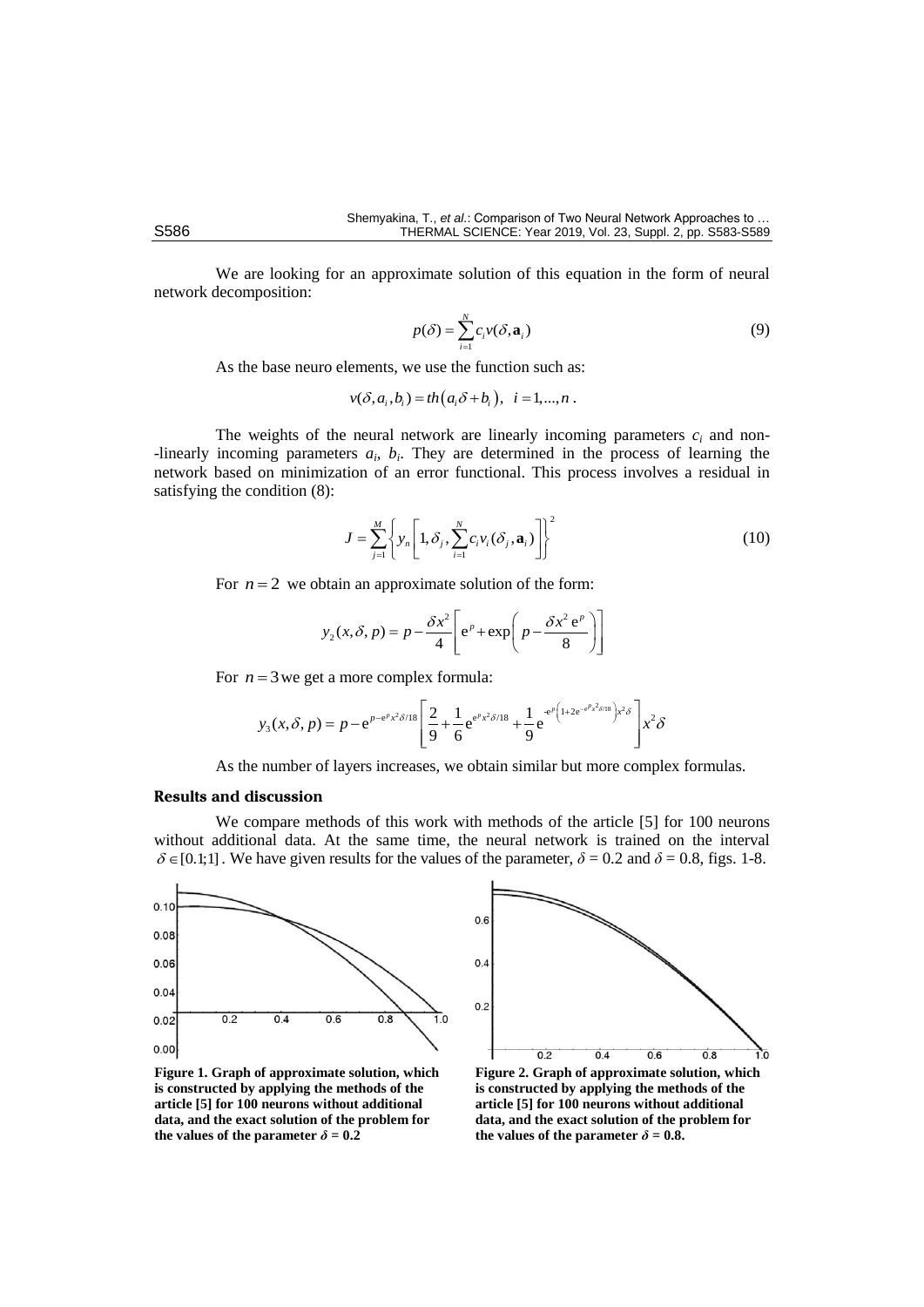We are looking for an approximate solution of this equation in the form of neural network decomposition:

$$p(\delta) = \sum_{i=1}^{N} c_i v(\delta, \mathbf{a}_i) \tag{9}$$

As the base neuro elements, we use the function such as:

$$v(\delta, a_i, b_i) = th\left(a_i \delta + b_i\right), \quad i = 1, ..., n .$$

The weights of the neural network are linearly incoming parameters $c_i$ and non--linearly incoming parameters $a_i$, $b_i$. They are determined in the process of learning the network based on minimization of an error functional. This process involves a residual in satisfying the condition (8):

$$J = \sum_{j=1}^{M} \left\{ y_n \left[ 1, \delta_j, \sum_{i=1}^{N} c_i v_i(\delta_j, \mathbf{a}_i) \right] \right\}^2 \tag{10}$$

For $n = 2$ we obtain an approximate solution of the form:

$$y_2(x, \delta, p) = p - \frac{\delta x^2}{4} \left[ e^p + \exp\left( p - \frac{\delta x^2 e^p}{8} \right) \right]$$

For $n = 3$ we get a more complex formula:

$$y_3(x, \delta, p) = p - e^{p - e^p x^2 \delta / 18} \left[ \frac{2}{9} + \frac{1}{6} e^{e^p x^2 \delta / 18} + \frac{1}{9} e^{-e^p \left(1 + 2e^{-e^p x^2 \delta / 18}\right) x^2 \delta} \right] x^2 \delta$$

As the number of layers increases, we obtain similar but more complex formulas.

## Results and discussion

We compare methods of this work with methods of the article [5] for 100 neurons without additional data. At the same time, the neural network is trained on the interval $\delta \in [0.1;1]$. We have given results for the values of the parameter, $\delta = 0.2$ and $\delta = 0.8$, figs. 1-8.

0.10
0.08
0.06
0.04
0.02
0.00
0.2
0.4
0.6
0.8
1.0

**Figure 1. Graph of approximate solution, which is constructed by applying the methods of the article [5] for 100 neurons without additional data, and the exact solution of the problem for the values of the parameter $\delta$ = 0.2**

0.6
0.4
0.2
0.2
0.4
0.6
0.8
1.0

**Figure 2. Graph of approximate solution, which is constructed by applying the methods of the article [5] for 100 neurons without additional data, and the exact solution of the problem for the values of the parameter $\delta$ = 0.8.**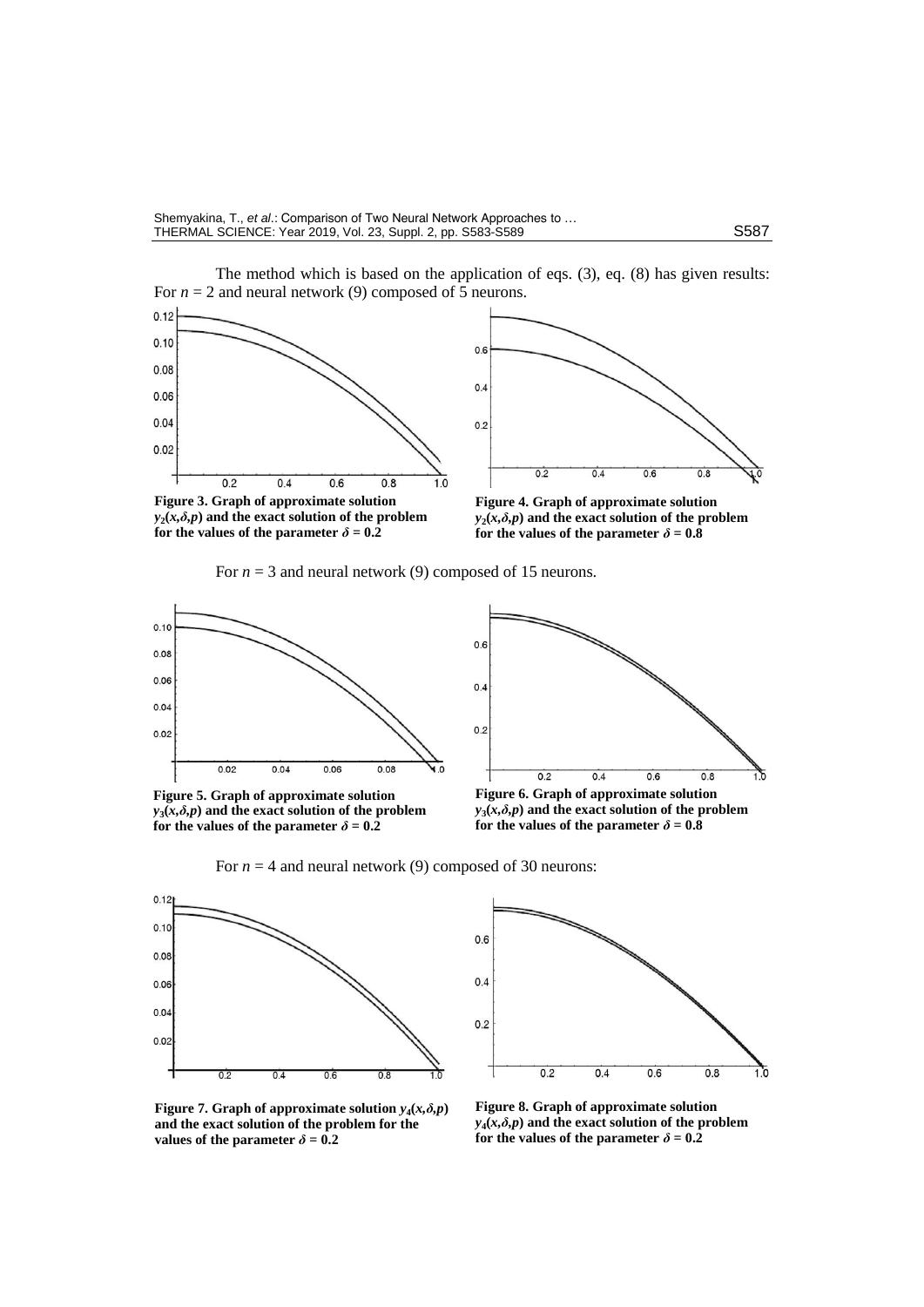The method which is based on the application of eqs. (3), eq. (8) has given results: For $n = 2$ and neural network (9) composed of 5 neurons.

0.12
0.10
0.08
0.06
0.04
0.02
0.2 0.4 0.6 0.8 1.0

**Figure 3. Graph of approximate solution $y_2(x,\delta,p)$ and the exact solution of the problem for the values of the parameter $\delta = 0.2$**

0.6
0.4
0.2
0.2 0.4 0.6 0.8 1.0

**Figure 4. Graph of approximate solution $y_2(x,\delta,p)$ and the exact solution of the problem for the values of the parameter $\delta = 0.8$**

For $n = 3$ and neural network (9) composed of 15 neurons.

0.10
0.08
0.06
0.04
0.02
0.02 0.04 0.06 0.08 1.0

**Figure 5. Graph of approximate solution $y_3(x,\delta,p)$ and the exact solution of the problem for the values of the parameter $\delta = 0.2$**

0.6
0.4
0.2
0.2 0.4 0.6 0.8 1.0

**Figure 6. Graph of approximate solution $y_3(x,\delta,p)$ and the exact solution of the problem for the values of the parameter $\delta = 0.8$**

For $n = 4$ and neural network (9) composed of 30 neurons:

0.12
0.10
0.08
0.06
0.04
0.02
0.2 0.4 0.6 0.8 1.0

**Figure 7. Graph of approximate solution $y_4(x,\delta,p)$ and the exact solution of the problem for the values of the parameter $\delta = 0.2$**

0.6
0.4
0.2
0.2 0.4 0.6 0.8 1.0

**Figure 8. Graph of approximate solution $y_4(x,\delta,p)$ and the exact solution of the problem for the values of the parameter $\delta = 0.2$**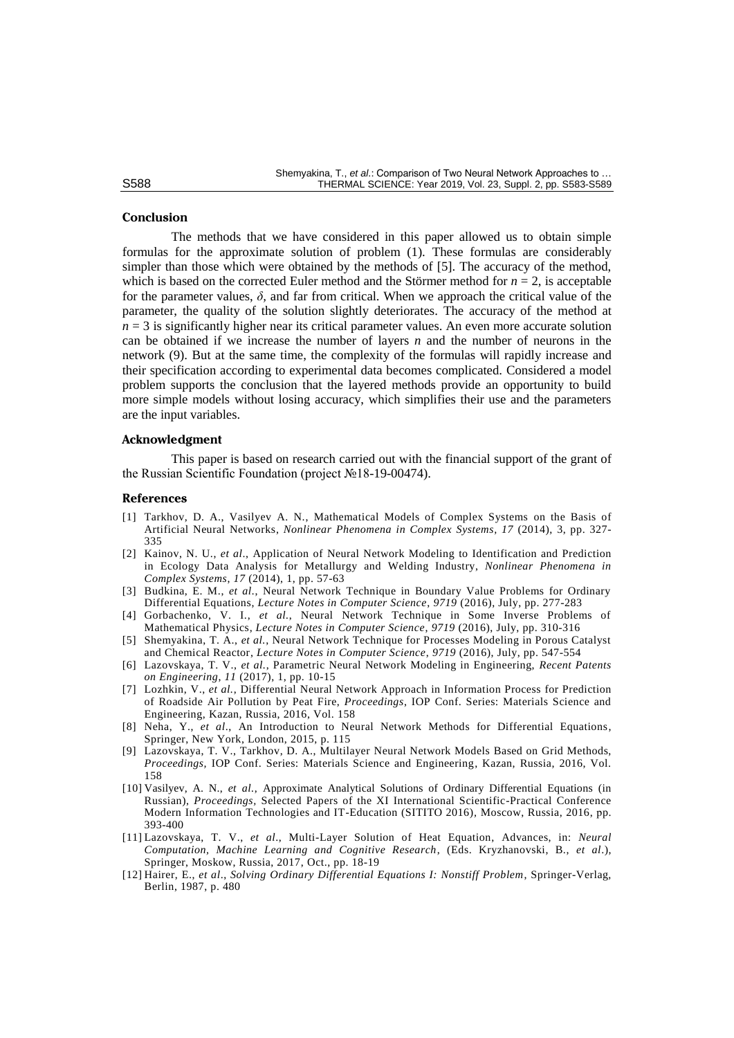## Conclusion

The methods that we have considered in this paper allowed us to obtain simple formulas for the approximate solution of problem (1). These formulas are considerably simpler than those which were obtained by the methods of [5]. The accuracy of the method, which is based on the corrected Euler method and the Störmer method for $n = 2$, is acceptable for the parameter values, $\delta$, and far from critical. When we approach the critical value of the parameter, the quality of the solution slightly deteriorates. The accuracy of the method at $n = 3$ is significantly higher near its critical parameter values. An even more accurate solution can be obtained if we increase the number of layers $n$ and the number of neurons in the network (9). But at the same time, the complexity of the formulas will rapidly increase and their specification according to experimental data becomes complicated. Considered a model problem supports the conclusion that the layered methods provide an opportunity to build more simple models without losing accuracy, which simplifies their use and the parameters are the input variables.

## Acknowledgment

This paper is based on research carried out with the financial support of the grant of the Russian Scientific Foundation (project №18-19-00474).

## References

[1] Tarkhov, D. A., Vasilyev A. N., Mathematical Models of Complex Systems on the Basis of Artificial Neural Networks, *Nonlinear Phenomena in Complex Systems*, *17* (2014), 3, pp. 327-335

[2] Kainov, N. U., *et al*., Application of Neural Network Modeling to Identification and Prediction in Ecology Data Analysis for Metallurgy and Welding Industry, *Nonlinear Phenomena in Complex Systems*, *17* (2014), 1, pp. 57-63

[3] Budkina, E. M., *et al.*, Neural Network Technique in Boundary Value Problems for Ordinary Differential Equations, *Lecture Notes in Computer Science*, *9719* (2016), July, pp. 277-283

[4] Gorbachenko, V. I., *et al.*, Neural Network Technique in Some Inverse Problems of Mathematical Physics, *Lecture Notes in Computer Science*, *9719* (2016), July, pp. 310-316

[5] Shemyakina, T. A., *et al.*, Neural Network Technique for Processes Modeling in Porous Catalyst and Chemical Reactor, *Lecture Notes in Computer Science*, *9719* (2016), July, pp. 547-554

[6] Lazovskaya, T. V., *et al.*, Parametric Neural Network Modeling in Engineering, *Recent Patents on Engineering*, *11* (2017), 1, pp. 10-15

[7] Lozhkin, V., *et al.*, Differential Neural Network Approach in Information Process for Prediction of Roadside Air Pollution by Peat Fire, *Proceedings*, IOP Conf. Series: Materials Science and Engineering, Kazan, Russia, 2016, Vol. 158

[8] Neha, Y., *et al*., An Introduction to Neural Network Methods for Differential Equations, Springer, New York, London, 2015, p. 115

[9] Lazovskaya, T. V., Tarkhov, D. A., Multilayer Neural Network Models Based on Grid Methods, *Proceedings*, IOP Conf. Series: Materials Science and Engineering, Kazan, Russia, 2016, Vol. 158

[10] Vasilyev, A. N., *et al.*, Approximate Analytical Solutions of Ordinary Differential Equations (in Russian), *Proceedings*, Selected Papers of the XI International Scientific-Practical Conference Modern Information Technologies and IT-Education (SITITO 2016), Moscow, Russia, 2016, pp. 393-400

[11] Lazovskaya, T. V., *et al*., Multi-Layer Solution of Heat Equation, Advances, in: *Neural Computation, Machine Learning and Cognitive Research*, (Eds. Kryzhanovski, B., *et al*.), Springer, Moskow, Russia, 2017, Oct., pp. 18-19

[12] Hairer, E., *et al*., *Solving Ordinary Differential Equations I: Nonstiff Problem*, Springer-Verlag, Berlin, 1987, p. 480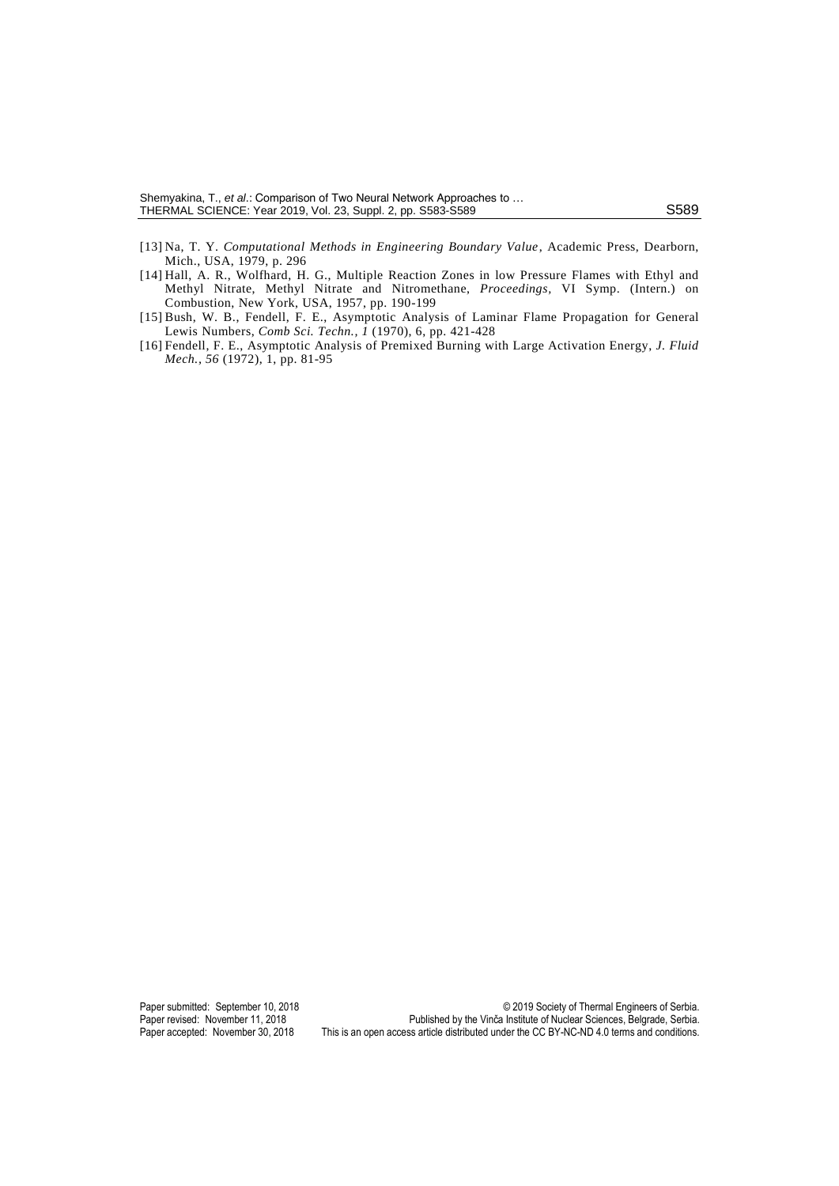[13] Na, T. Y. *Computational Methods in Engineering Boundary Value*, Academic Press, Dearborn, Mich., USA, 1979, p. 296

[14] Hall, A. R., Wolfhard, H. G., Multiple Reaction Zones in low Pressure Flames with Ethyl and Methyl Nitrate, Methyl Nitrate and Nitromethane, *Proceedings*, VI Symp. (Intern.) on Combustion, New York, USA, 1957, pp. 190-199

[15] Bush, W. B., Fendell, F. E., Asymptotic Analysis of Laminar Flame Propagation for General Lewis Numbers, *Comb Sci. Techn., 1* (1970), 6, pp. 421-428

[16] Fendell, F. E., Asymptotic Analysis of Premixed Burning with Large Activation Energy, *J. Fluid Mech., 56* (1972), 1, pp. 81-95

Paper submitted: September 10, 2018
Paper revised: November 11, 2018
Paper accepted: November 30, 2018

© 2019 Society of Thermal Engineers of Serbia.
Published by the Vinča Institute of Nuclear Sciences, Belgrade, Serbia.
This is an open access article distributed under the CC BY-NC-ND 4.0 terms and conditions.